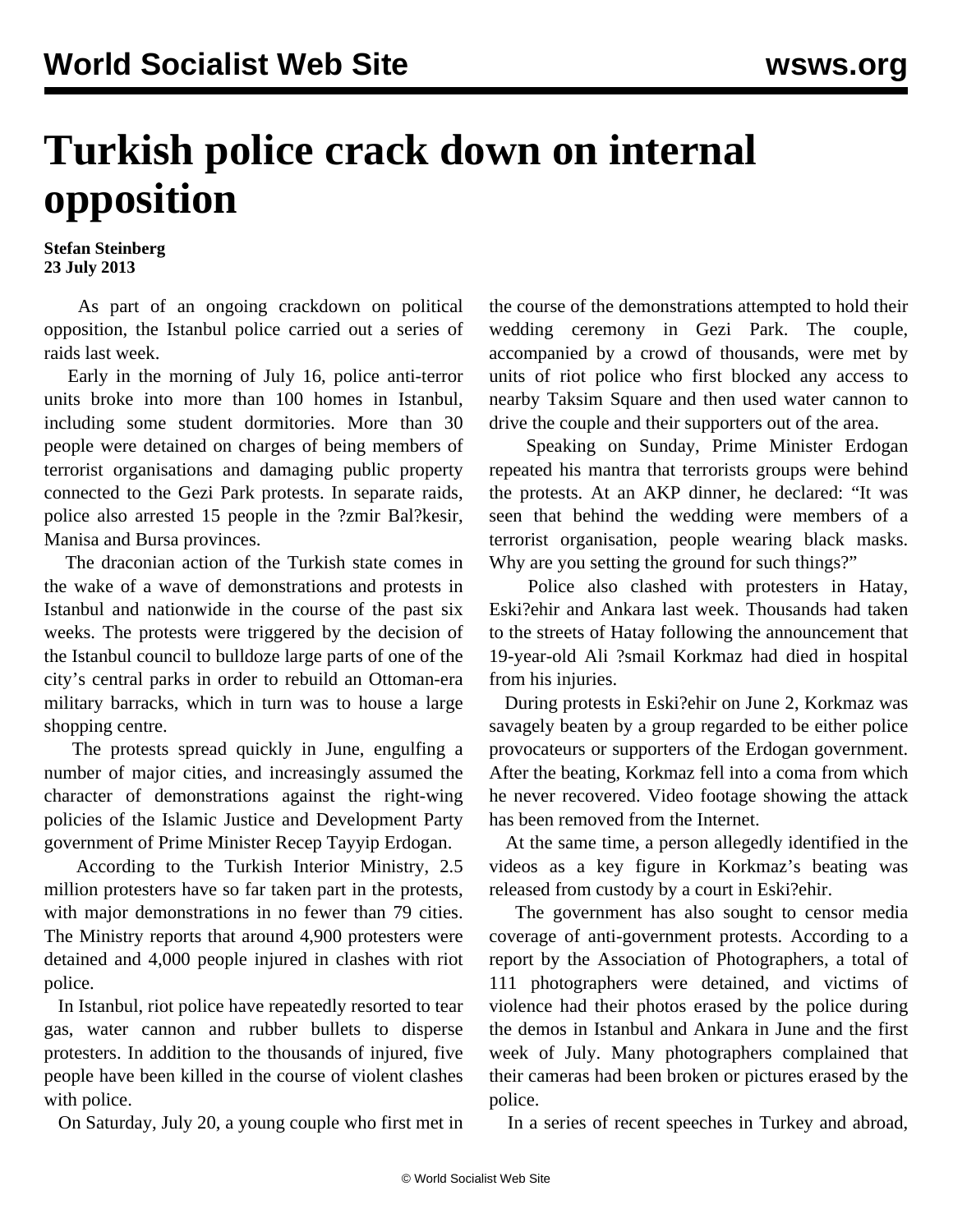# Turkish police crack down on internal opposition

**Stefan Steinberg**
**23 July 2013**

As part of an ongoing crackdown on political opposition, the Istanbul police carried out a series of raids last week.

Early in the morning of July 16, police anti-terror units broke into more than 100 homes in Istanbul, including some student dormitories. More than 30 people were detained on charges of being members of terrorist organisations and damaging public property connected to the Gezi Park protests. In separate raids, police also arrested 15 people in the ?zmir Bal?kesir, Manisa and Bursa provinces.

The draconian action of the Turkish state comes in the wake of a wave of demonstrations and protests in Istanbul and nationwide in the course of the past six weeks. The protests were triggered by the decision of the Istanbul council to bulldoze large parts of one of the city's central parks in order to rebuild an Ottoman-era military barracks, which in turn was to house a large shopping centre.

The protests spread quickly in June, engulfing a number of major cities, and increasingly assumed the character of demonstrations against the right-wing policies of the Islamic Justice and Development Party government of Prime Minister Recep Tayyip Erdogan.

According to the Turkish Interior Ministry, 2.5 million protesters have so far taken part in the protests, with major demonstrations in no fewer than 79 cities. The Ministry reports that around 4,900 protesters were detained and 4,000 people injured in clashes with riot police.

In Istanbul, riot police have repeatedly resorted to tear gas, water cannon and rubber bullets to disperse protesters. In addition to the thousands of injured, five people have been killed in the course of violent clashes with police.

On Saturday, July 20, a young couple who first met in the course of the demonstrations attempted to hold their wedding ceremony in Gezi Park. The couple, accompanied by a crowd of thousands, were met by units of riot police who first blocked any access to nearby Taksim Square and then used water cannon to drive the couple and their supporters out of the area.

Speaking on Sunday, Prime Minister Erdogan repeated his mantra that terrorists groups were behind the protests. At an AKP dinner, he declared: "It was seen that behind the wedding were members of a terrorist organisation, people wearing black masks. Why are you setting the ground for such things?"

Police also clashed with protesters in Hatay, Eski?ehir and Ankara last week. Thousands had taken to the streets of Hatay following the announcement that 19-year-old Ali ?smail Korkmaz had died in hospital from his injuries.

During protests in Eski?ehir on June 2, Korkmaz was savagely beaten by a group regarded to be either police provocateurs or supporters of the Erdogan government. After the beating, Korkmaz fell into a coma from which he never recovered. Video footage showing the attack has been removed from the Internet.

At the same time, a person allegedly identified in the videos as a key figure in Korkmaz's beating was released from custody by a court in Eski?ehir.

The government has also sought to censor media coverage of anti-government protests. According to a report by the Association of Photographers, a total of 111 photographers were detained, and victims of violence had their photos erased by the police during the demos in Istanbul and Ankara in June and the first week of July. Many photographers complained that their cameras had been broken or pictures erased by the police.

In a series of recent speeches in Turkey and abroad,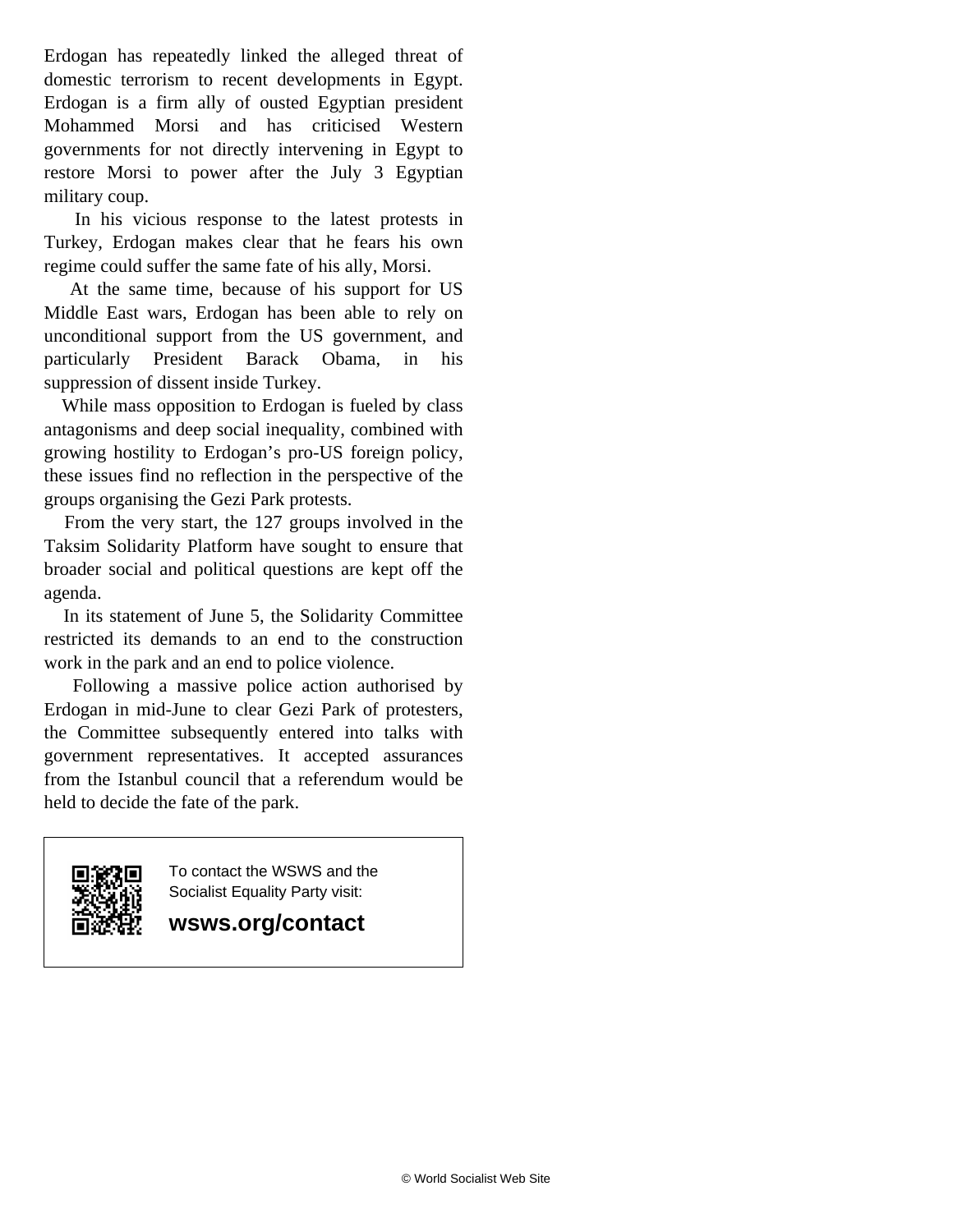Erdogan has repeatedly linked the alleged threat of domestic terrorism to recent developments in Egypt. Erdogan is a firm ally of ousted Egyptian president Mohammed Morsi and has criticised Western governments for not directly intervening in Egypt to restore Morsi to power after the July 3 Egyptian military coup.

In his vicious response to the latest protests in Turkey, Erdogan makes clear that he fears his own regime could suffer the same fate of his ally, Morsi.

At the same time, because of his support for US Middle East wars, Erdogan has been able to rely on unconditional support from the US government, and particularly President Barack Obama, in his suppression of dissent inside Turkey.

While mass opposition to Erdogan is fueled by class antagonisms and deep social inequality, combined with growing hostility to Erdogan's pro-US foreign policy, these issues find no reflection in the perspective of the groups organising the Gezi Park protests.

From the very start, the 127 groups involved in the Taksim Solidarity Platform have sought to ensure that broader social and political questions are kept off the agenda.

In its statement of June 5, the Solidarity Committee restricted its demands to an end to the construction work in the park and an end to police violence.

Following a massive police action authorised by Erdogan in mid-June to clear Gezi Park of protesters, the Committee subsequently entered into talks with government representatives. It accepted assurances from the Istanbul council that a referendum would be held to decide the fate of the park.

To contact the WSWS and the Socialist Equality Party visit:

**wsws.org/contact**